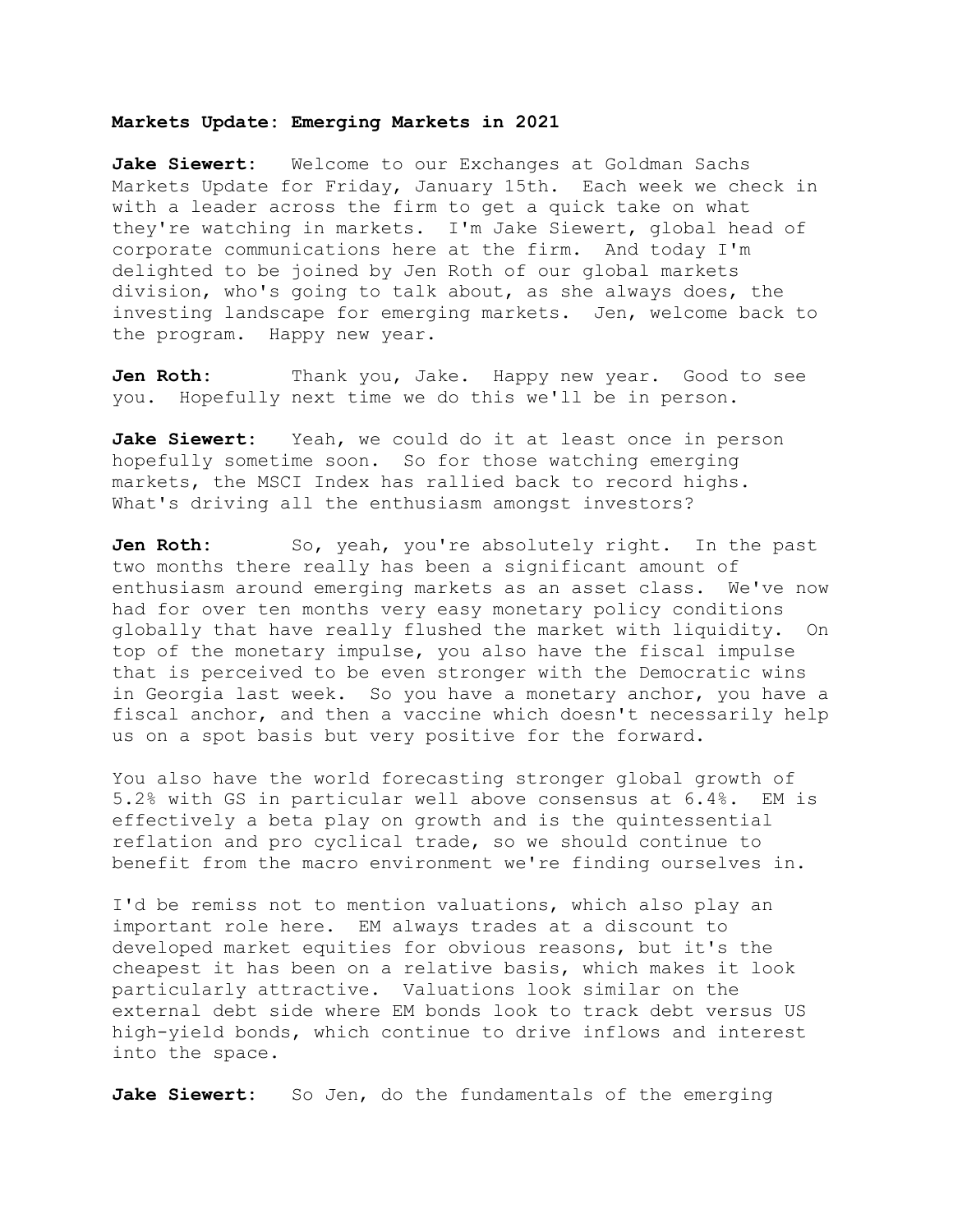**Markets Update: Emerging Markets in 2021**

**Jake Siewert:** Welcome to our Exchanges at Goldman Sachs Markets Update for Friday, January 15th. Each week we check in with a leader across the firm to get a quick take on what they're watching in markets. I'm Jake Siewert, global head of corporate communications here at the firm. And today I'm delighted to be joined by Jen Roth of our global markets division, who's going to talk about, as she always does, the investing landscape for emerging markets. Jen, welcome back to the program. Happy new year.

**Jen Roth:** Thank you, Jake. Happy new year. Good to see you. Hopefully next time we do this we'll be in person.

**Jake Siewert:** Yeah, we could do it at least once in person hopefully sometime soon. So for those watching emerging markets, the MSCI Index has rallied back to record highs. What's driving all the enthusiasm amongst investors?

**Jen Roth:** So, yeah, you're absolutely right. In the past two months there really has been a significant amount of enthusiasm around emerging markets as an asset class. We've now had for over ten months very easy monetary policy conditions globally that have really flushed the market with liquidity. On top of the monetary impulse, you also have the fiscal impulse that is perceived to be even stronger with the Democratic wins in Georgia last week. So you have a monetary anchor, you have a fiscal anchor, and then a vaccine which doesn't necessarily help us on a spot basis but very positive for the forward.

You also have the world forecasting stronger global growth of 5.2% with GS in particular well above consensus at 6.4%. EM is effectively a beta play on growth and is the quintessential reflation and pro cyclical trade, so we should continue to benefit from the macro environment we're finding ourselves in.

I'd be remiss not to mention valuations, which also play an important role here. EM always trades at a discount to developed market equities for obvious reasons, but it's the cheapest it has been on a relative basis, which makes it look particularly attractive. Valuations look similar on the external debt side where EM bonds look to track debt versus US high-yield bonds, which continue to drive inflows and interest into the space.

**Jake Siewert:** So Jen, do the fundamentals of the emerging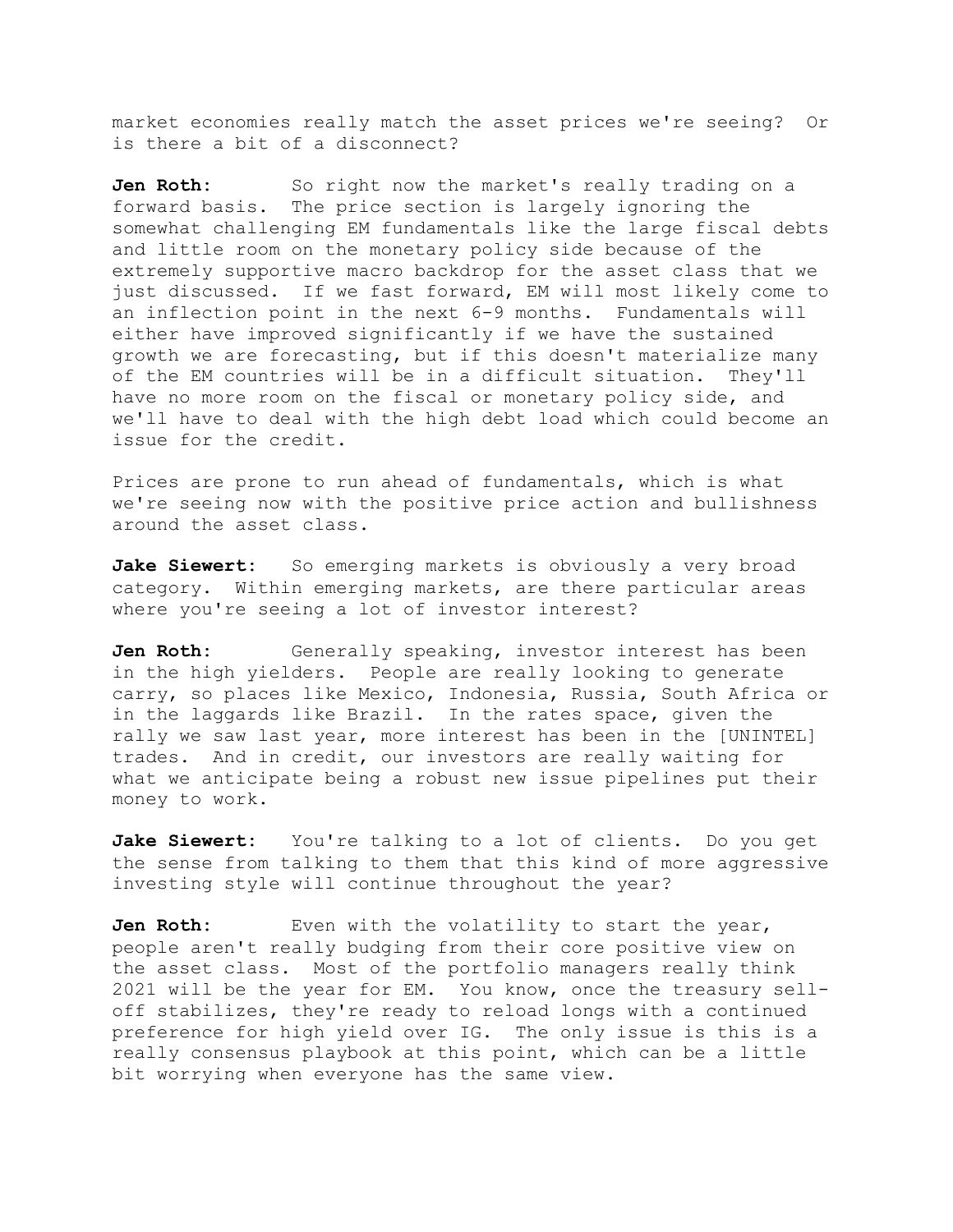market economies really match the asset prices we're seeing? Or is there a bit of a disconnect?

**Jen Roth:** So right now the market's really trading on a forward basis. The price section is largely ignoring the somewhat challenging EM fundamentals like the large fiscal debts and little room on the monetary policy side because of the extremely supportive macro backdrop for the asset class that we just discussed. If we fast forward, EM will most likely come to an inflection point in the next 6-9 months. Fundamentals will either have improved significantly if we have the sustained growth we are forecasting, but if this doesn't materialize many of the EM countries will be in a difficult situation. They'll have no more room on the fiscal or monetary policy side, and we'll have to deal with the high debt load which could become an issue for the credit.

Prices are prone to run ahead of fundamentals, which is what we're seeing now with the positive price action and bullishness around the asset class.

**Jake Siewert:** So emerging markets is obviously a very broad category. Within emerging markets, are there particular areas where you're seeing a lot of investor interest?

**Jen Roth:** Generally speaking, investor interest has been in the high yielders. People are really looking to generate carry, so places like Mexico, Indonesia, Russia, South Africa or in the laggards like Brazil. In the rates space, given the rally we saw last year, more interest has been in the [UNINTEL] trades. And in credit, our investors are really waiting for what we anticipate being a robust new issue pipelines put their money to work.

**Jake Siewert:** You're talking to a lot of clients. Do you get the sense from talking to them that this kind of more aggressive investing style will continue throughout the year?

**Jen Roth:** Even with the volatility to start the year, people aren't really budging from their core positive view on the asset class. Most of the portfolio managers really think 2021 will be the year for EM. You know, once the treasury sell-off stabilizes, they're ready to reload longs with a continued preference for high yield over IG. The only issue is this is a really consensus playbook at this point, which can be a little bit worrying when everyone has the same view.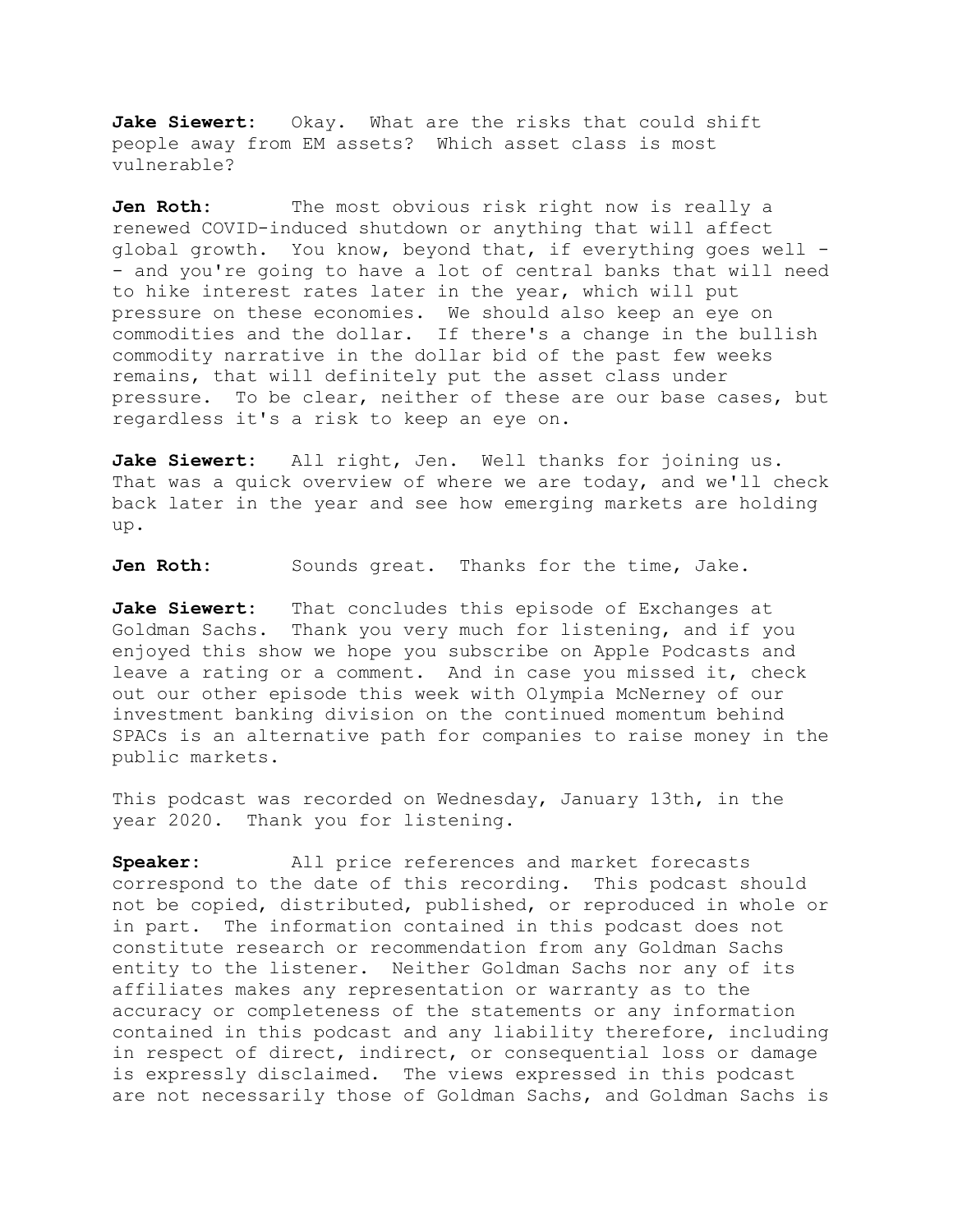**Jake Siewert:** Okay. What are the risks that could shift people away from EM assets? Which asset class is most vulnerable?

**Jen Roth:** The most obvious risk right now is really a renewed COVID-induced shutdown or anything that will affect global growth. You know, beyond that, if everything goes well -- and you're going to have a lot of central banks that will need to hike interest rates later in the year, which will put pressure on these economies. We should also keep an eye on commodities and the dollar. If there's a change in the bullish commodity narrative in the dollar bid of the past few weeks remains, that will definitely put the asset class under pressure. To be clear, neither of these are our base cases, but regardless it's a risk to keep an eye on.

**Jake Siewert:** All right, Jen. Well thanks for joining us. That was a quick overview of where we are today, and we'll check back later in the year and see how emerging markets are holding up.

**Jen Roth:** Sounds great. Thanks for the time, Jake.

**Jake Siewert:** That concludes this episode of Exchanges at Goldman Sachs. Thank you very much for listening, and if you enjoyed this show we hope you subscribe on Apple Podcasts and leave a rating or a comment. And in case you missed it, check out our other episode this week with Olympia McNerney of our investment banking division on the continued momentum behind SPACs is an alternative path for companies to raise money in the public markets.

This podcast was recorded on Wednesday, January 13th, in the year 2020. Thank you for listening.

**Speaker:** All price references and market forecasts correspond to the date of this recording. This podcast should not be copied, distributed, published, or reproduced in whole or in part. The information contained in this podcast does not constitute research or recommendation from any Goldman Sachs entity to the listener. Neither Goldman Sachs nor any of its affiliates makes any representation or warranty as to the accuracy or completeness of the statements or any information contained in this podcast and any liability therefore, including in respect of direct, indirect, or consequential loss or damage is expressly disclaimed. The views expressed in this podcast are not necessarily those of Goldman Sachs, and Goldman Sachs is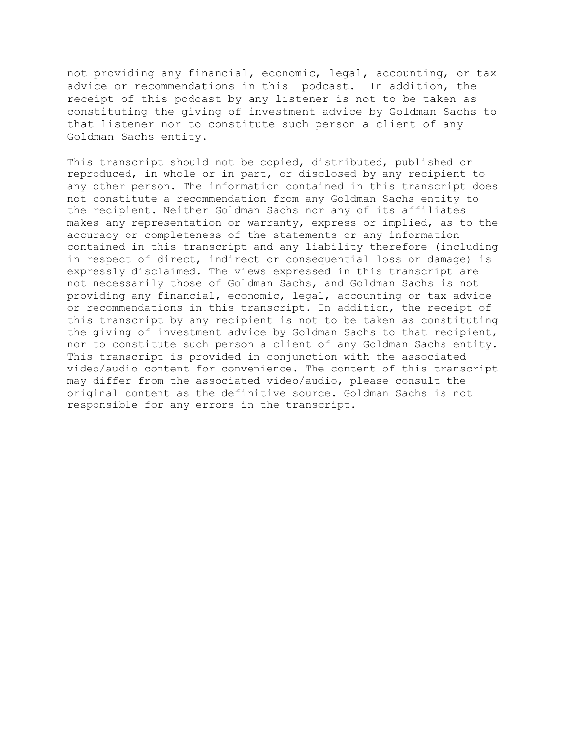not providing any financial, economic, legal, accounting, or tax advice or recommendations in this podcast. In addition, the receipt of this podcast by any listener is not to be taken as constituting the giving of investment advice by Goldman Sachs to that listener nor to constitute such person a client of any Goldman Sachs entity.

This transcript should not be copied, distributed, published or reproduced, in whole or in part, or disclosed by any recipient to any other person. The information contained in this transcript does not constitute a recommendation from any Goldman Sachs entity to the recipient. Neither Goldman Sachs nor any of its affiliates makes any representation or warranty, express or implied, as to the accuracy or completeness of the statements or any information contained in this transcript and any liability therefore (including in respect of direct, indirect or consequential loss or damage) is expressly disclaimed. The views expressed in this transcript are not necessarily those of Goldman Sachs, and Goldman Sachs is not providing any financial, economic, legal, accounting or tax advice or recommendations in this transcript. In addition, the receipt of this transcript by any recipient is not to be taken as constituting the giving of investment advice by Goldman Sachs to that recipient, nor to constitute such person a client of any Goldman Sachs entity. This transcript is provided in conjunction with the associated video/audio content for convenience. The content of this transcript may differ from the associated video/audio, please consult the original content as the definitive source. Goldman Sachs is not responsible for any errors in the transcript.